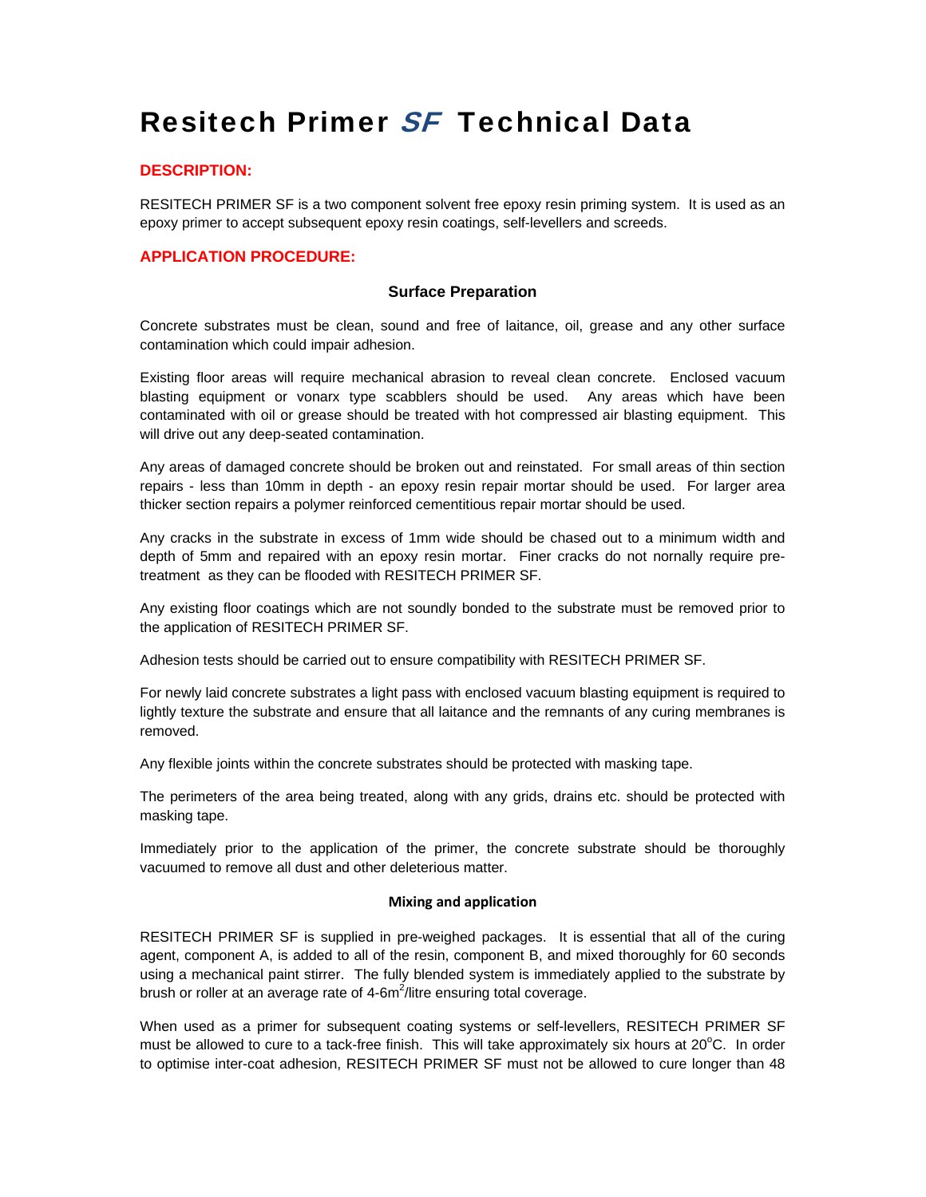# Resitech Primer *SF* Technical Data

## DESCRIPTION:

RESITECH PRIMER SF is a two component solvent free epoxy resin priming system. It is used as an epoxy primer to accept subsequent epoxy resin coatings, self-levellers and screeds.

## APPLICATION PROCEDURE:

### Surface Preparation

Concrete substrates must be clean, sound and free of laitance, oil, grease and any other surface contamination which could impair adhesion.

Existing floor areas will require mechanical abrasion to reveal clean concrete. Enclosed vacuum blasting equipment or vonarx type scabblers should be used. Any areas which have been contaminated with oil or grease should be treated with hot compressed air blasting equipment. This will drive out any deep-seated contamination.

Any areas of damaged concrete should be broken out and reinstated. For small areas of thin section repairs - less than 10mm in depth - an epoxy resin repair mortar should be used. For larger area thicker section repairs a polymer reinforced cementitious repair mortar should be used.

Any cracks in the substrate in excess of 1mm wide should be chased out to a minimum width and depth of 5mm and repaired with an epoxy resin mortar. Finer cracks do not nornally require pre-treatment as they can be flooded with RESITECH PRIMER SF.

Any existing floor coatings which are not soundly bonded to the substrate must be removed prior to the application of RESITECH PRIMER SF.

Adhesion tests should be carried out to ensure compatibility with RESITECH PRIMER SF.

For newly laid concrete substrates a light pass with enclosed vacuum blasting equipment is required to lightly texture the substrate and ensure that all laitance and the remnants of any curing membranes is removed.

Any flexible joints within the concrete substrates should be protected with masking tape.

The perimeters of the area being treated, along with any grids, drains etc. should be protected with masking tape.

Immediately prior to the application of the primer, the concrete substrate should be thoroughly vacuumed to remove all dust and other deleterious matter.

### Mixing and application

RESITECH PRIMER SF is supplied in pre-weighed packages. It is essential that all of the curing agent, component A, is added to all of the resin, component B, and mixed thoroughly for 60 seconds using a mechanical paint stirrer. The fully blended system is immediately applied to the substrate by brush or roller at an average rate of 4-6m$^2$/litre ensuring total coverage.

When used as a primer for subsequent coating systems or self-levellers, RESITECH PRIMER SF must be allowed to cure to a tack-free finish. This will take approximately six hours at 20$^o$C. In order to optimise inter-coat adhesion, RESITECH PRIMER SF must not be allowed to cure longer than 48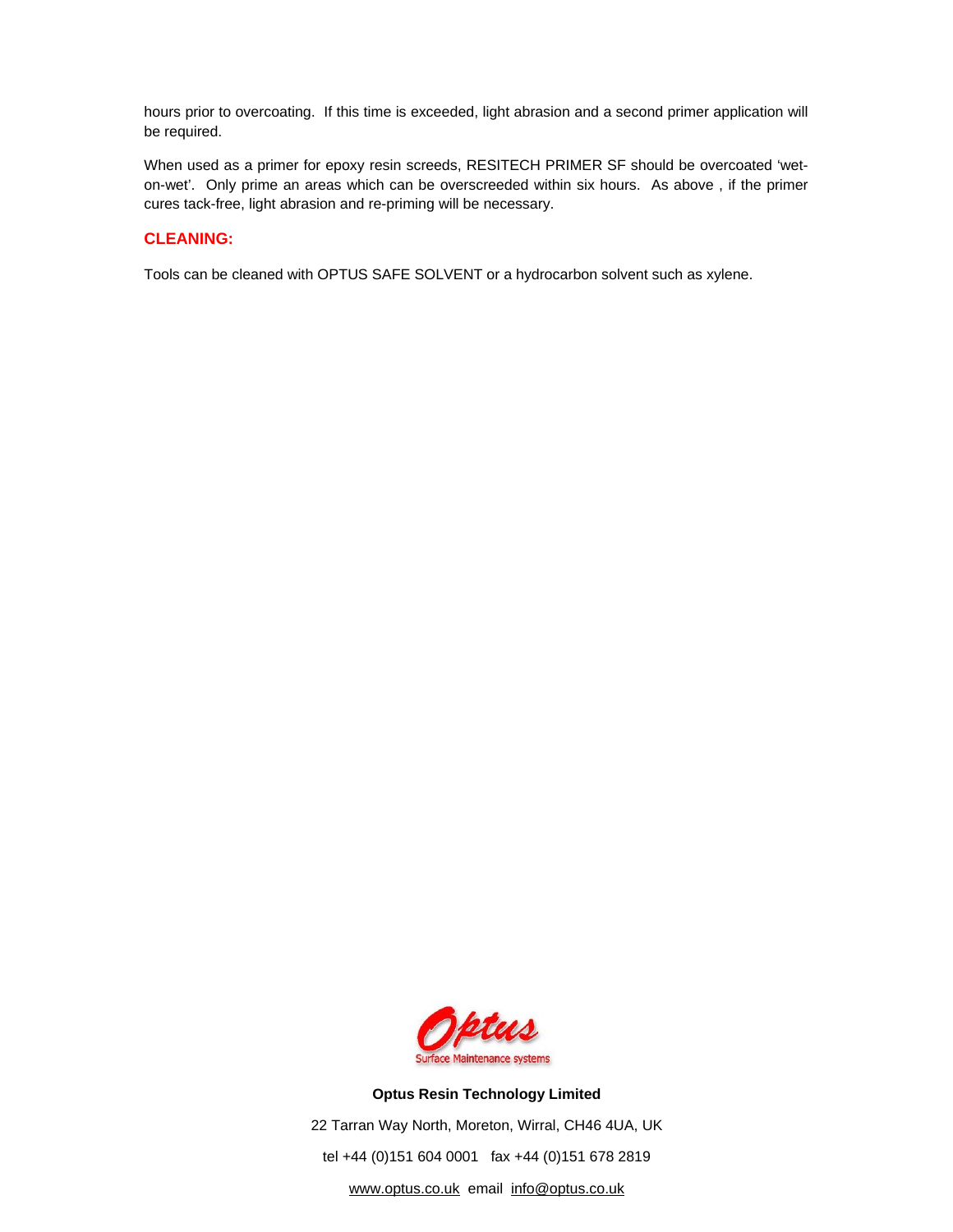hours prior to overcoating. If this time is exceeded, light abrasion and a second primer application will be required.

When used as a primer for epoxy resin screeds, RESITECH PRIMER SF should be overcoated 'wet-on-wet'. Only prime an areas which can be overscreeded within six hours. As above , if the primer cures tack-free, light abrasion and re-priming will be necessary.

## CLEANING:

Tools can be cleaned with OPTUS SAFE SOLVENT or a hydrocarbon solvent such as xylene.

Optus
Surface Maintenance systems

**Optus Resin Technology Limited**

22 Tarran Way North, Moreton, Wirral, CH46 4UA, UK

tel +44 (0)151 604 0001 fax +44 (0)151 678 2819

www.optus.co.uk email info@optus.co.uk